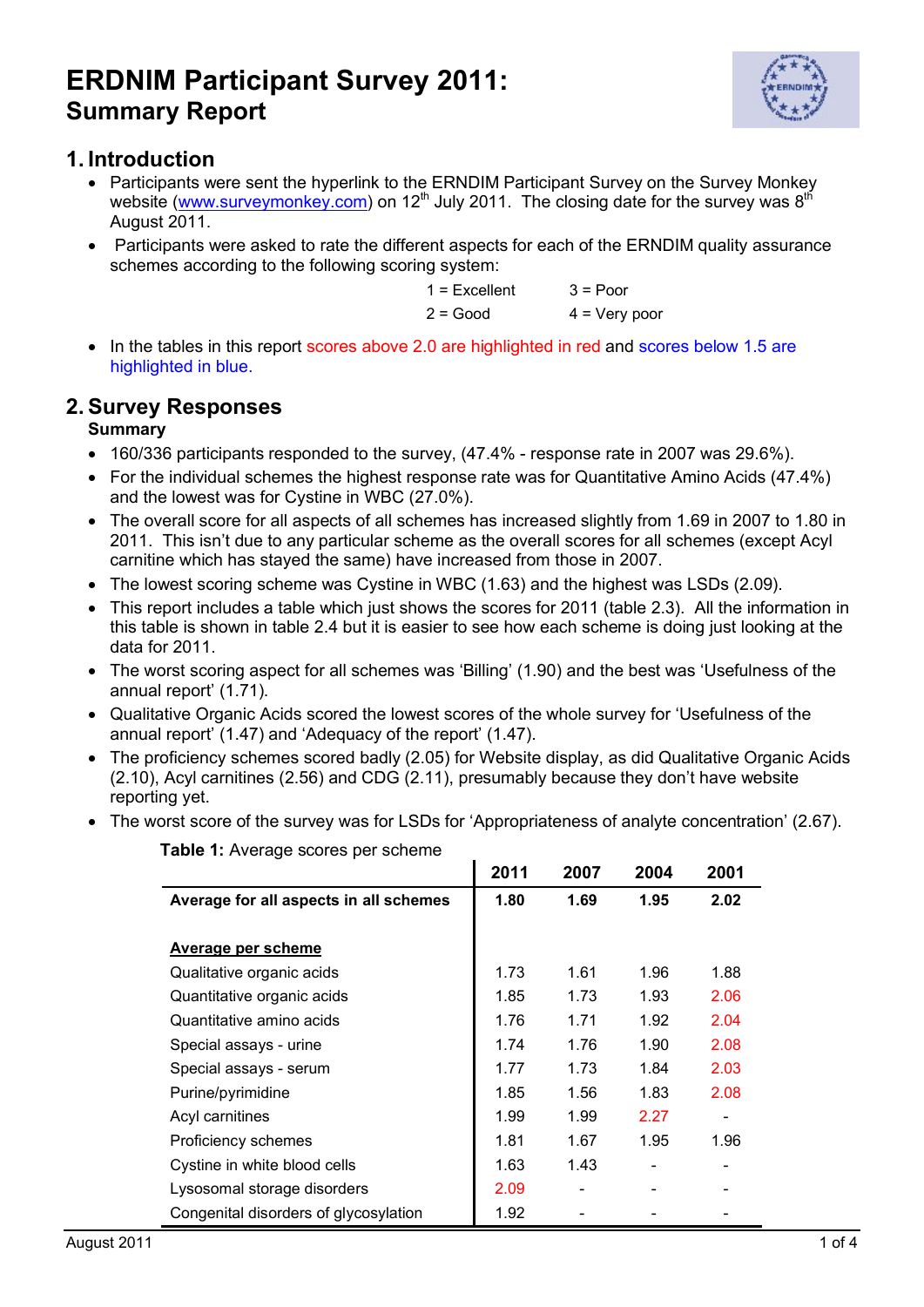# ERDNIM Participant Survey 2011:
## Summary Report

## 1. Introduction

- Participants were sent the hyperlink to the ERNDIM Participant Survey on the Survey Monkey website (www.surveymonkey.com) on 12th July 2011. The closing date for the survey was 8th August 2011.
- Participants were asked to rate the different aspects for each of the ERNDIM quality assurance schemes according to the following scoring system:

| | |
|---|---|
| 1 = Excellent | 3 = Poor |
| 2 = Good | 4 = Very poor |

- In the tables in this report scores above 2.0 are highlighted in red and scores below 1.5 are highlighted in blue.

## 2. Survey Responses

### Summary

- 160/336 participants responded to the survey, (47.4% - response rate in 2007 was 29.6%).
- For the individual schemes the highest response rate was for Quantitative Amino Acids (47.4%) and the lowest was for Cystine in WBC (27.0%).
- The overall score for all aspects of all schemes has increased slightly from 1.69 in 2007 to 1.80 in 2011. This isn't due to any particular scheme as the overall scores for all schemes (except Acyl carnitine which has stayed the same) have increased from those in 2007.
- The lowest scoring scheme was Cystine in WBC (1.63) and the highest was LSDs (2.09).
- This report includes a table which just shows the scores for 2011 (table 2.3). All the information in this table is shown in table 2.4 but it is easier to see how each scheme is doing just looking at the data for 2011.
- The worst scoring aspect for all schemes was 'Billing' (1.90) and the best was 'Usefulness of the annual report' (1.71).
- Qualitative Organic Acids scored the lowest scores of the whole survey for 'Usefulness of the annual report' (1.47) and 'Adequacy of the report' (1.47).
- The proficiency schemes scored badly (2.05) for Website display, as did Qualitative Organic Acids (2.10), Acyl carnitines (2.56) and CDG (2.11), presumably because they don't have website reporting yet.
- The worst score of the survey was for LSDs for 'Appropriateness of analyte concentration' (2.67).

**Table 1:** Average scores per scheme

| | 2011 | 2007 | 2004 | 2001 |
|---|---|---|---|---|
| **Average for all aspects in all schemes** | **1.80** | **1.69** | **1.95** | **2.02** |
| | | | | |
| **Average per scheme** | | | | |
| Qualitative organic acids | 1.73 | 1.61 | 1.96 | 1.88 |
| Quantitative organic acids | 1.85 | 1.73 | 1.93 | 2.06 |
| Quantitative amino acids | 1.76 | 1.71 | 1.92 | 2.04 |
| Special assays - urine | 1.74 | 1.76 | 1.90 | 2.08 |
| Special assays - serum | 1.77 | 1.73 | 1.84 | 2.03 |
| Purine/pyrimidine | 1.85 | 1.56 | 1.83 | 2.08 |
| Acyl carnitines | 1.99 | 1.99 | 2.27 | - |
| Proficiency schemes | 1.81 | 1.67 | 1.95 | 1.96 |
| Cystine in white blood cells | 1.63 | 1.43 | - | - |
| Lysosomal storage disorders | 2.09 | - | - | - |
| Congenital disorders of glycosylation | 1.92 | - | - | - |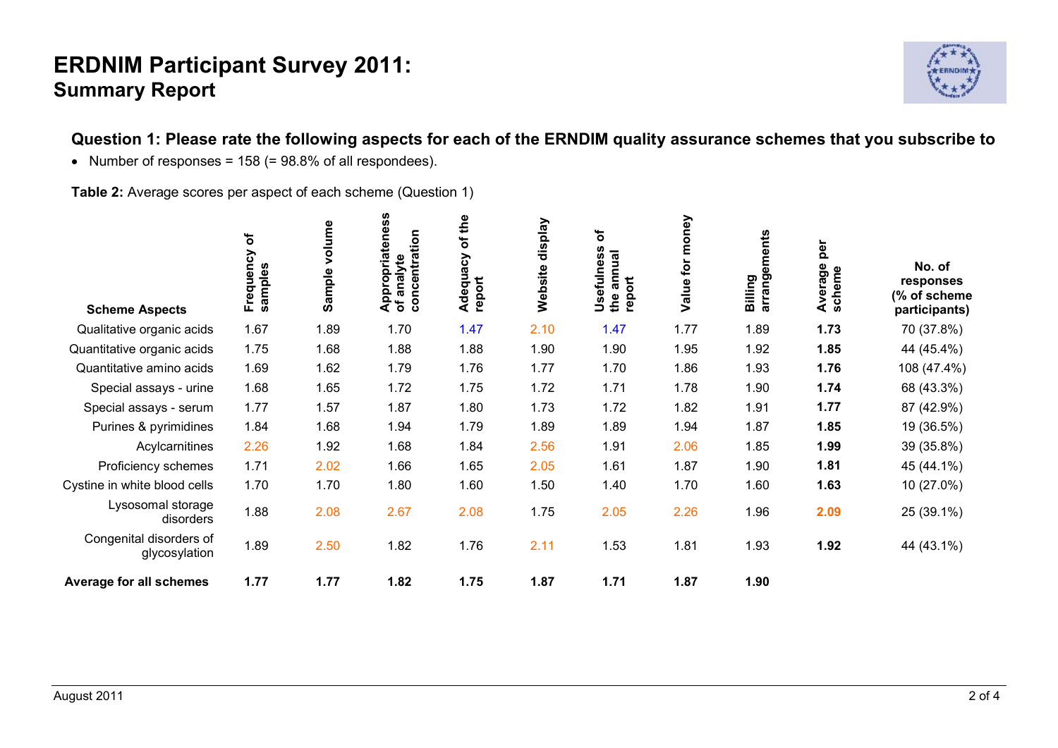# ERDNIM Participant Survey 2011:
## Summary Report

### Question 1: Please rate the following aspects for each of the ERNDIM quality assurance schemes that you subscribe to

- Number of responses = 158 (= 98.8% of all respondees).

**Table 2:** Average scores per aspect of each scheme (Question 1)

| Scheme Aspects | Frequency of samples | Sample volume | Appropriateness of analyte concentration | Adequacy of the report | Website display | Usefulness of the annual report | Value for money | Billing arrangements | Average per scheme | No. of responses (% of scheme participants) |
|---|---|---|---|---|---|---|---|---|---|---|
| Qualitative organic acids | 1.67 | 1.89 | 1.70 | 1.47 | 2.10 | 1.47 | 1.77 | 1.89 | **1.73** | 70 (37.8%) |
| Quantitative organic acids | 1.75 | 1.68 | 1.88 | 1.88 | 1.90 | 1.90 | 1.95 | 1.92 | **1.85** | 44 (45.4%) |
| Quantitative amino acids | 1.69 | 1.62 | 1.79 | 1.76 | 1.77 | 1.70 | 1.86 | 1.93 | **1.76** | 108 (47.4%) |
| Special assays - urine | 1.68 | 1.65 | 1.72 | 1.75 | 1.72 | 1.71 | 1.78 | 1.90 | **1.74** | 68 (43.3%) |
| Special assays - serum | 1.77 | 1.57 | 1.87 | 1.80 | 1.73 | 1.72 | 1.82 | 1.91 | **1.77** | 87 (42.9%) |
| Purines & pyrimidines | 1.84 | 1.68 | 1.94 | 1.79 | 1.89 | 1.89 | 1.94 | 1.87 | **1.85** | 19 (36.5%) |
| Acylcarnitines | 2.26 | 1.92 | 1.68 | 1.84 | 2.56 | 1.91 | 2.06 | 1.85 | **1.99** | 39 (35.8%) |
| Proficiency schemes | 1.71 | 2.02 | 1.66 | 1.65 | 2.05 | 1.61 | 1.87 | 1.90 | **1.81** | 45 (44.1%) |
| Cystine in white blood cells | 1.70 | 1.70 | 1.80 | 1.60 | 1.50 | 1.40 | 1.70 | 1.60 | **1.63** | 10 (27.0%) |
| Lysosomal storage disorders | 1.88 | 2.08 | 2.67 | 2.08 | 1.75 | 2.05 | 2.26 | 1.96 | **2.09** | 25 (39.1%) |
| Congenital disorders of glycosylation | 1.89 | 2.50 | 1.82 | 1.76 | 2.11 | 1.53 | 1.81 | 1.93 | **1.92** | 44 (43.1%) |
| **Average for all schemes** | **1.77** | **1.77** | **1.82** | **1.75** | **1.87** | **1.71** | **1.87** | **1.90** | | |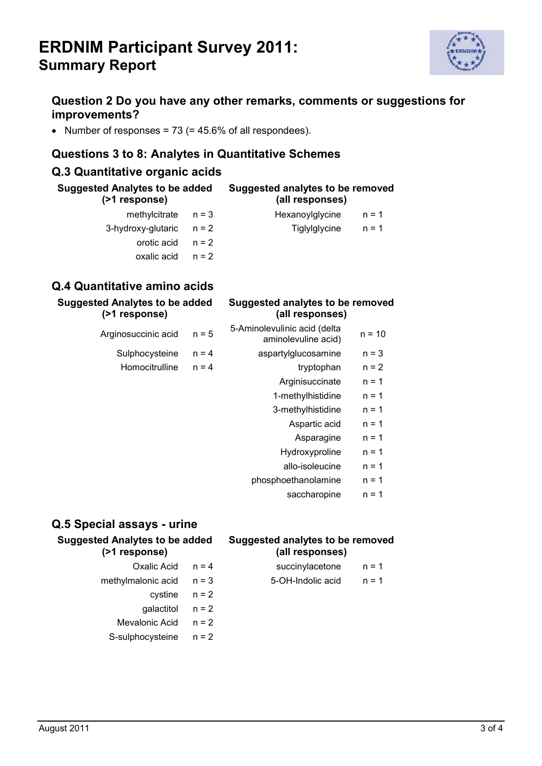# ERDNIM Participant Survey 2011:
## Summary Report

### Question 2 Do you have any other remarks, comments or suggestions for improvements?

- Number of responses = 73 (= 45.6% of all respondees).

### Questions 3 to 8: Analytes in Quantitative Schemes

### Q.3 Quantitative organic acids

| Suggested Analytes to be added (>1 response) | | Suggested analytes to be removed (all responses) | |
|---|---|---|---|
| methylcitrate | n = 3 | Hexanoylglycine | n = 1 |
| 3-hydroxy-glutaric | n = 2 | Tiglylglycine | n = 1 |
| orotic acid | n = 2 | | |
| oxalic acid | n = 2 | | |

### Q.4 Quantitative amino acids

| Suggested Analytes to be added (>1 response) | | Suggested analytes to be removed (all responses) | |
|---|---|---|---|
| Arginosuccinic acid | n = 5 | 5-Aminolevulinic acid (delta aminolevuline acid) | n = 10 |
| Sulphocysteine | n = 4 | aspartylglucosamine | n = 3 |
| Homocitrulline | n = 4 | tryptophan | n = 2 |
| | | Arginisuccinate | n = 1 |
| | | 1-methylhistidine | n = 1 |
| | | 3-methylhistidine | n = 1 |
| | | Aspartic acid | n = 1 |
| | | Asparagine | n = 1 |
| | | Hydroxyproline | n = 1 |
| | | allo-isoleucine | n = 1 |
| | | phosphoethanolamine | n = 1 |
| | | saccharopine | n = 1 |

### Q.5 Special assays - urine

| Suggested Analytes to be added (>1 response) | | Suggested analytes to be removed (all responses) | |
|---|---|---|---|
| Oxalic Acid | n = 4 | succinylacetone | n = 1 |
| methylmalonic acid | n = 3 | 5-OH-Indolic acid | n = 1 |
| cystine | n = 2 | | |
| galactitol | n = 2 | | |
| Mevalonic Acid | n = 2 | | |
| S-sulphocysteine | n = 2 | | |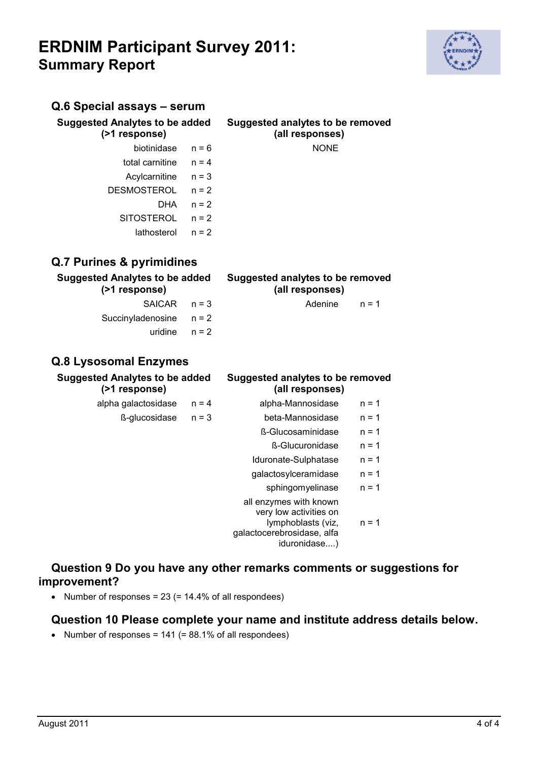# ERDNIM Participant Survey 2011: Summary Report

## Q.6 Special assays – serum

| Suggested Analytes to be added (>1 response) | | Suggested analytes to be removed (all responses) | |
|---|---|---|---|
| biotinidase | n = 6 | NONE | |
| total carnitine | n = 4 | | |
| Acylcarnitine | n = 3 | | |
| DESMOSTEROL | n = 2 | | |
| DHA | n = 2 | | |
| SITOSTEROL | n = 2 | | |
| lathosterol | n = 2 | | |

## Q.7 Purines & pyrimidines

| Suggested Analytes to be added (>1 response) | | Suggested analytes to be removed (all responses) | |
|---|---|---|---|
| SAICAR | n = 3 | Adenine | n = 1 |
| Succinyladenosine | n = 2 | | |
| uridine | n = 2 | | |

## Q.8 Lysosomal Enzymes

| Suggested Analytes to be added (>1 response) | | Suggested analytes to be removed (all responses) | |
|---|---|---|---|
| alpha galactosidase | n = 4 | alpha-Mannosidase | n = 1 |
| ß-glucosidase | n = 3 | beta-Mannosidase | n = 1 |
| | | ß-Glucosaminidase | n = 1 |
| | | ß-Glucuronidase | n = 1 |
| | | Iduronate-Sulphatase | n = 1 |
| | | galactosylceramidase | n = 1 |
| | | sphingomyelinase | n = 1 |
| | | all enzymes with known very low activities on lymphoblasts (viz, galactocerebrosidase, alfa iduronidase....) | n = 1 |

## Question 9 Do you have any other remarks comments or suggestions for improvement?

- Number of responses = 23 (= 14.4% of all respondees)

## Question 10 Please complete your name and institute address details below.

- Number of responses = 141 (= 88.1% of all respondees)